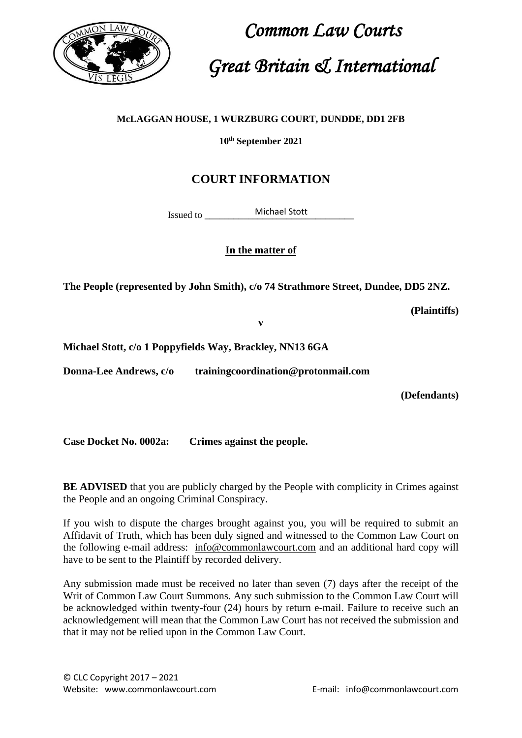# *Common Law Courts*

# *Great Britain & International*

**McLAGGAN HOUSE, 1 WURZBURG COURT, DUNDDE, DD1 2FB**

**10th September 2021**

## COURT INFORMATION

Issued to Michael Stott

**In the matter of**

**The People (represented by John Smith), c/o 74 Strathmore Street, Dundee, DD5 2NZ.**

**(Plaintiffs)**

**v**

**Michael Stott, c/o 1 Poppyfields Way, Brackley, NN13 6GA**

**Donna-Lee Andrews, c/o trainingcoordination@protonmail.com**

**(Defendants)**

**Case Docket No. 0002a: Crimes against the people.**

**BE ADVISED** that you are publicly charged by the People with complicity in Crimes against the People and an ongoing Criminal Conspiracy.

If you wish to dispute the charges brought against you, you will be required to submit an Affidavit of Truth, which has been duly signed and witnessed to the Common Law Court on the following e-mail address: info@commonlawcourt.com and an additional hard copy will have to be sent to the Plaintiff by recorded delivery.

Any submission made must be received no later than seven (7) days after the receipt of the Writ of Common Law Court Summons. Any such submission to the Common Law Court will be acknowledged within twenty-four (24) hours by return e-mail. Failure to receive such an acknowledgement will mean that the Common Law Court has not received the submission and that it may not be relied upon in the Common Law Court.

© CLC Copyright 2017 – 2021
Website: www.commonlawcourt.com E-mail: info@commonlawcourt.com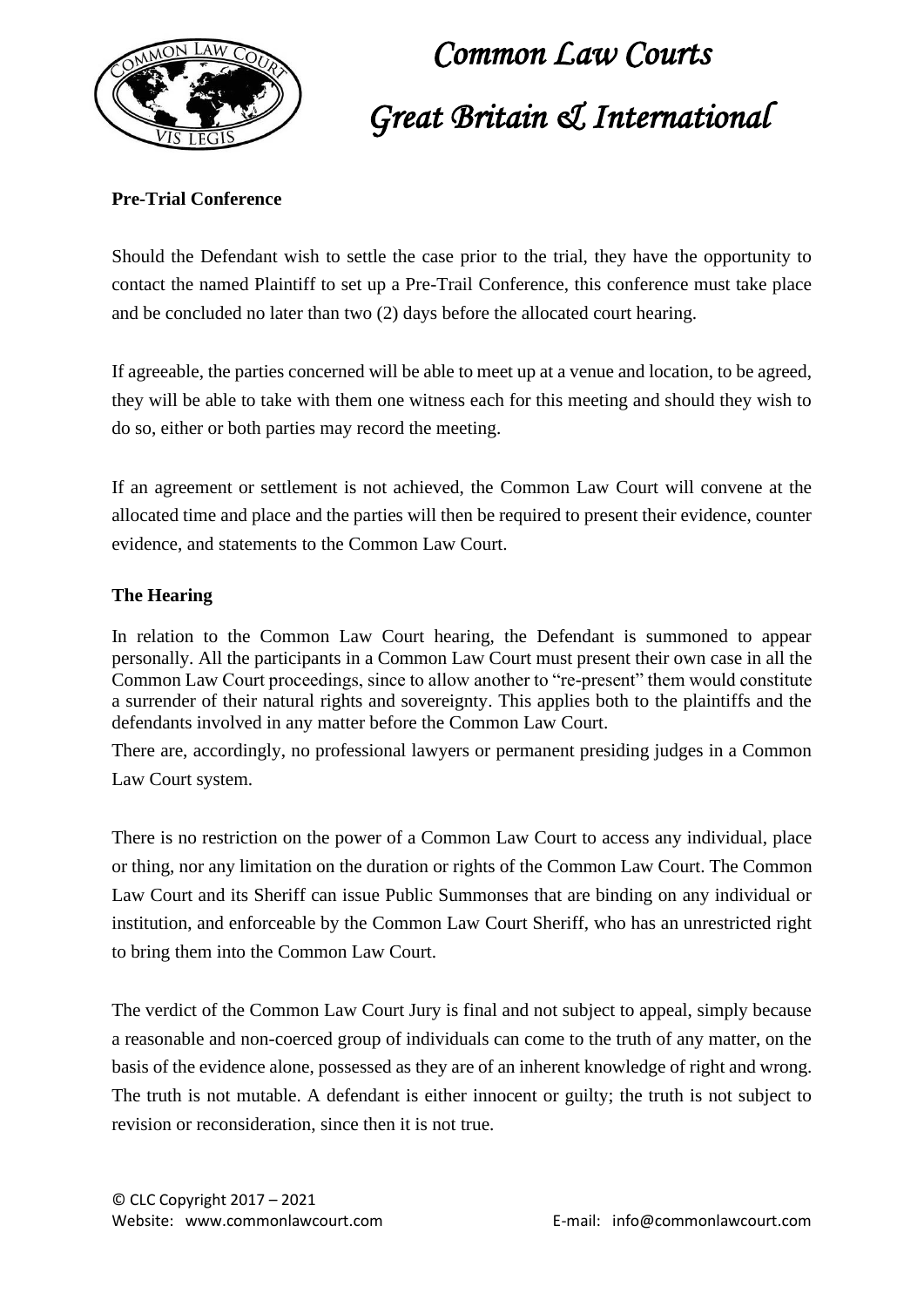**Pre-Trial Conference**

Should the Defendant wish to settle the case prior to the trial, they have the opportunity to contact the named Plaintiff to set up a Pre-Trail Conference, this conference must take place and be concluded no later than two (2) days before the allocated court hearing.

If agreeable, the parties concerned will be able to meet up at a venue and location, to be agreed, they will be able to take with them one witness each for this meeting and should they wish to do so, either or both parties may record the meeting.

If an agreement or settlement is not achieved, the Common Law Court will convene at the allocated time and place and the parties will then be required to present their evidence, counter evidence, and statements to the Common Law Court.

**The Hearing**

In relation to the Common Law Court hearing, the Defendant is summoned to appear personally. All the participants in a Common Law Court must present their own case in all the Common Law Court proceedings, since to allow another to "re-present" them would constitute a surrender of their natural rights and sovereignty. This applies both to the plaintiffs and the defendants involved in any matter before the Common Law Court.

There are, accordingly, no professional lawyers or permanent presiding judges in a Common Law Court system.

There is no restriction on the power of a Common Law Court to access any individual, place or thing, nor any limitation on the duration or rights of the Common Law Court. The Common Law Court and its Sheriff can issue Public Summonses that are binding on any individual or institution, and enforceable by the Common Law Court Sheriff, who has an unrestricted right to bring them into the Common Law Court.

The verdict of the Common Law Court Jury is final and not subject to appeal, simply because a reasonable and non-coerced group of individuals can come to the truth of any matter, on the basis of the evidence alone, possessed as they are of an inherent knowledge of right and wrong. The truth is not mutable. A defendant is either innocent or guilty; the truth is not subject to revision or reconsideration, since then it is not true.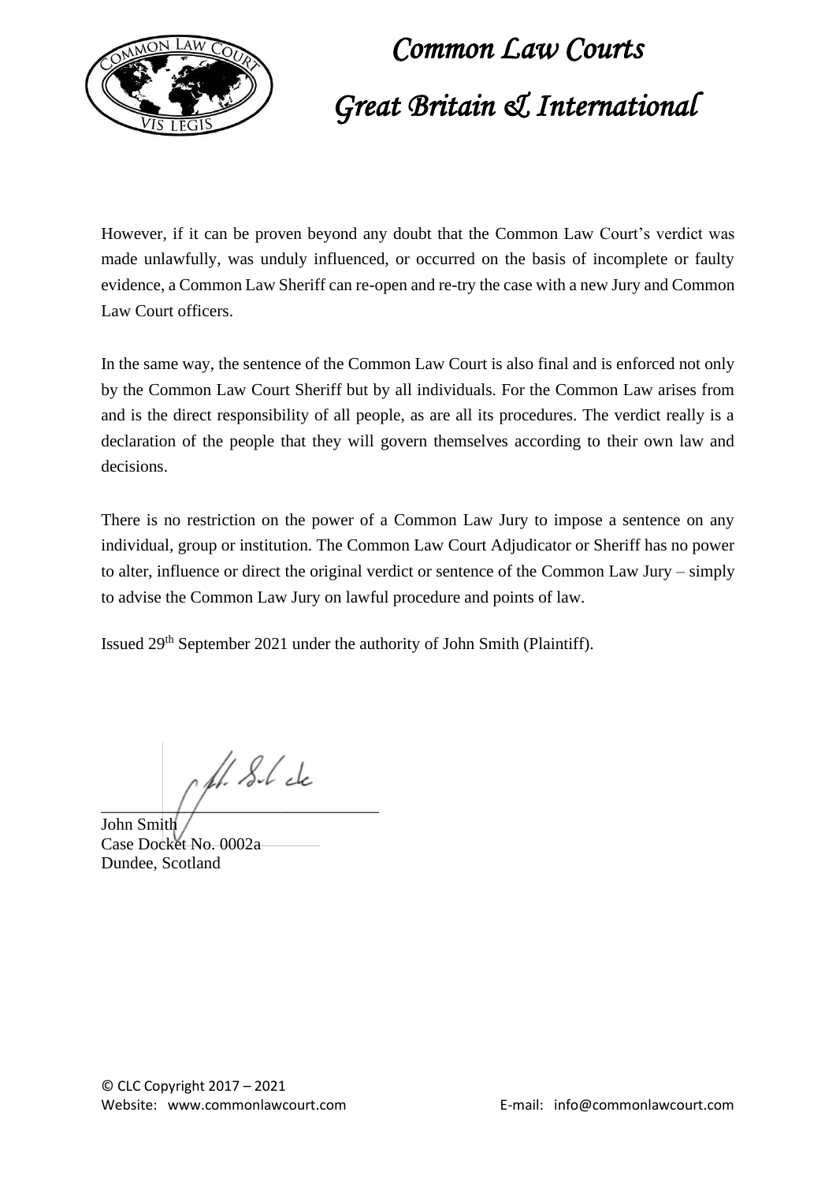However, if it can be proven beyond any doubt that the Common Law Court's verdict was made unlawfully, was unduly influenced, or occurred on the basis of incomplete or faulty evidence, a Common Law Sheriff can re-open and re-try the case with a new Jury and Common Law Court officers.

In the same way, the sentence of the Common Law Court is also final and is enforced not only by the Common Law Court Sheriff but by all individuals. For the Common Law arises from and is the direct responsibility of all people, as are all its procedures. The verdict really is a declaration of the people that they will govern themselves according to their own law and decisions.

There is no restriction on the power of a Common Law Jury to impose a sentence on any individual, group or institution. The Common Law Court Adjudicator or Sheriff has no power to alter, influence or direct the original verdict or sentence of the Common Law Jury – simply to advise the Common Law Jury on lawful procedure and points of law.

Issued 29th September 2021 under the authority of John Smith (Plaintiff).

\_\_\_\_\_\_\_\_\_\_\_\_\_\_\_\_\_\_\_\_\_\_\_\_\_\_\_\_\_\_\_\_

John Smith
Case Docket No. 0002a
Dundee, Scotland